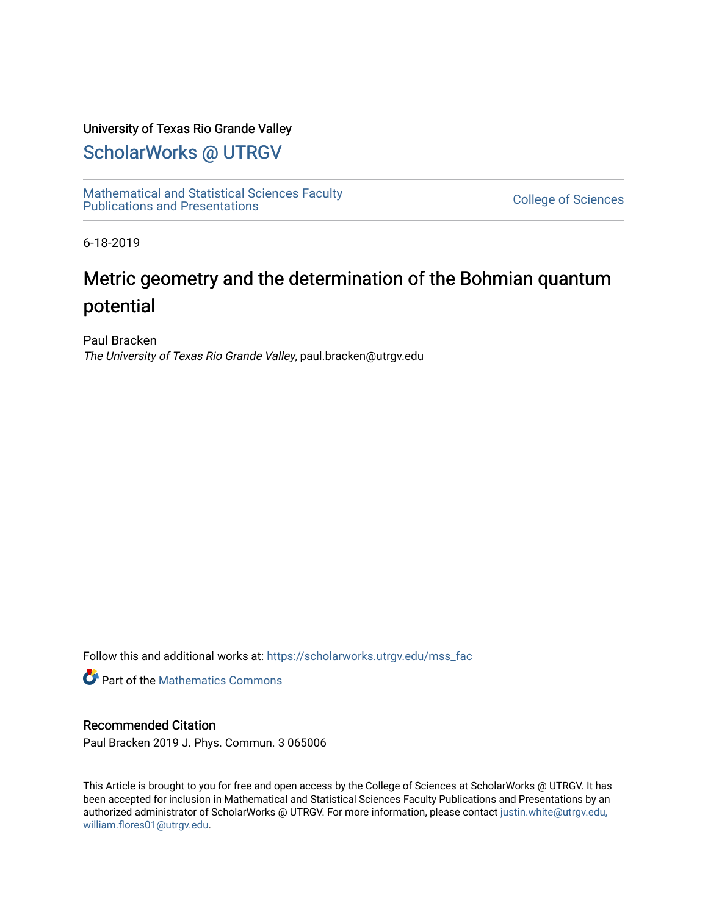University of Texas Rio Grande Valley

# ScholarWorks @ UTRGV

Mathematical and Statistical Sciences Faculty Publications and Presentations

College of Sciences

6-18-2019

# Metric geometry and the determination of the Bohmian quantum potential

Paul Bracken
*The University of Texas Rio Grande Valley*, paul.bracken@utrgv.edu

Follow this and additional works at: https://scholarworks.utrgv.edu/mss_fac

Part of the Mathematics Commons

## Recommended Citation

Paul Bracken 2019 J. Phys. Commun. 3 065006

This Article is brought to you for free and open access by the College of Sciences at ScholarWorks @ UTRGV. It has been accepted for inclusion in Mathematical and Statistical Sciences Faculty Publications and Presentations by an authorized administrator of ScholarWorks @ UTRGV. For more information, please contact justin.white@utrgv.edu, william.flores01@utrgv.edu.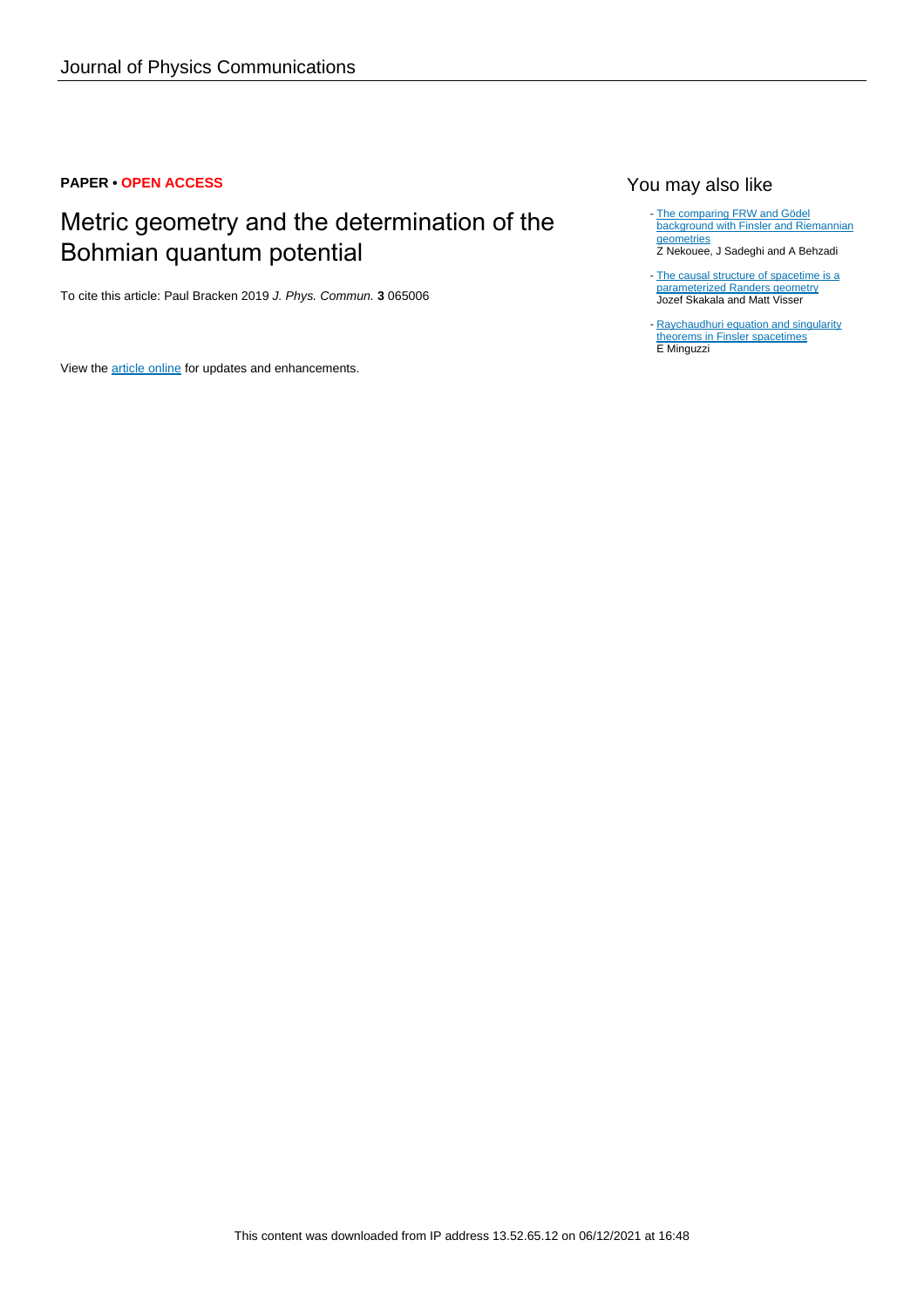**PAPER • OPEN ACCESS**

# Metric geometry and the determination of the Bohmian quantum potential

To cite this article: Paul Bracken 2019 *J. Phys. Commun.* **3** 065006

View the article online for updates and enhancements.

## You may also like

- The comparing FRW and Gödel background with Finsler and Riemannian geometries
  Z Nekouee, J Sadeghi and A Behzadi

- The causal structure of spacetime is a parameterized Randers geometry
  Jozef Skakala and Matt Visser

- Raychaudhuri equation and singularity theorems in Finsler spacetimes
  E Minguzzi

This content was downloaded from IP address 13.52.65.12 on 06/12/2021 at 16:48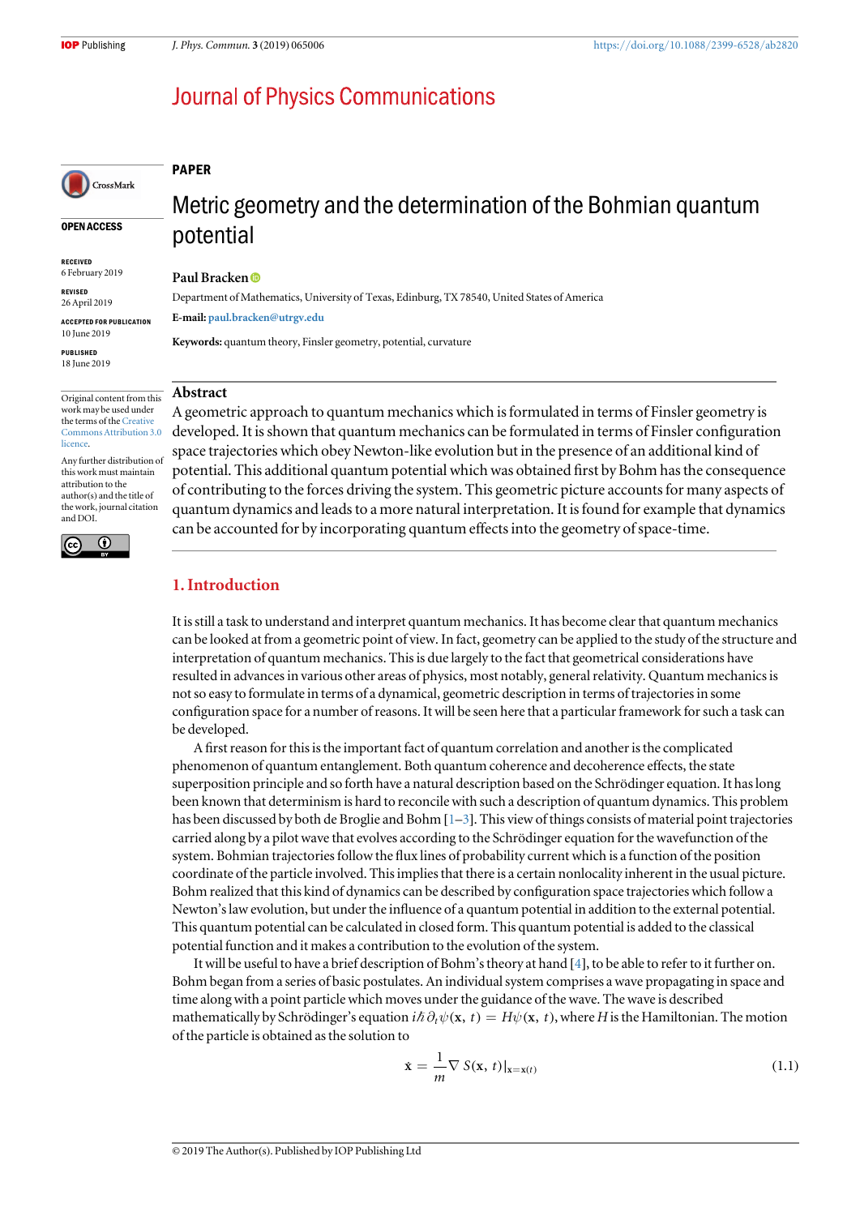# Journal of Physics Communications

**PAPER**

# Metric geometry and the determination of the Bohmian quantum potential

**OPEN ACCESS**

RECEIVED
6 February 2019

REVISED
26 April 2019

ACCEPTED FOR PUBLICATION
10 June 2019

PUBLISHED
18 June 2019

Original content from this work may be used under the terms of the Creative Commons Attribution 3.0 licence.

Any further distribution of this work must maintain attribution to the author(s) and the title of the work, journal citation and DOI.

**Paul Bracken**

Department of Mathematics, University of Texas, Edinburg, TX 78540, United States of America

**E-mail:** paul.bracken@utrgv.edu

**Keywords:** quantum theory, Finsler geometry, potential, curvature

## Abstract

A geometric approach to quantum mechanics which is formulated in terms of Finsler geometry is developed. It is shown that quantum mechanics can be formulated in terms of Finsler configuration space trajectories which obey Newton-like evolution but in the presence of an additional kind of potential. This additional quantum potential which was obtained first by Bohm has the consequence of contributing to the forces driving the system. This geometric picture accounts for many aspects of quantum dynamics and leads to a more natural interpretation. It is found for example that dynamics can be accounted for by incorporating quantum effects into the geometry of space-time.

## 1. Introduction

It is still a task to understand and interpret quantum mechanics. It has become clear that quantum mechanics can be looked at from a geometric point of view. In fact, geometry can be applied to the study of the structure and interpretation of quantum mechanics. This is due largely to the fact that geometrical considerations have resulted in advances in various other areas of physics, most notably, general relativity. Quantum mechanics is not so easy to formulate in terms of a dynamical, geometric description in terms of trajectories in some configuration space for a number of reasons. It will be seen here that a particular framework for such a task can be developed.

A first reason for this is the important fact of quantum correlation and another is the complicated phenomenon of quantum entanglement. Both quantum coherence and decoherence effects, the state superposition principle and so forth have a natural description based on the Schrödinger equation. It has long been known that determinism is hard to reconcile with such a description of quantum dynamics. This problem has been discussed by both de Broglie and Bohm [1–3]. This view of things consists of material point trajectories carried along by a pilot wave that evolves according to the Schrödinger equation for the wavefunction of the system. Bohmian trajectories follow the flux lines of probability current which is a function of the position coordinate of the particle involved. This implies that there is a certain nonlocality inherent in the usual picture. Bohm realized that this kind of dynamics can be described by configuration space trajectories which follow a Newton's law evolution, but under the influence of a quantum potential in addition to the external potential. This quantum potential can be calculated in closed form. This quantum potential is added to the classical potential function and it makes a contribution to the evolution of the system.

It will be useful to have a brief description of Bohm's theory at hand [4], to be able to refer to it further on. Bohm began from a series of basic postulates. An individual system comprises a wave propagating in space and time along with a point particle which moves under the guidance of the wave. The wave is described mathematically by Schrödinger's equation $i\hbar\,\partial_t \psi(\mathbf{x},\, t) = H\psi(\mathbf{x},\, t)$, where $H$ is the Hamiltonian. The motion of the particle is obtained as the solution to

$$\dot{\mathbf{x}} = \frac{1}{m}\nabla S(\mathbf{x},\, t)|_{\mathbf{x}=\mathbf{x}(t)} \tag{1.1}$$

© 2019 The Author(s). Published by IOP Publishing Ltd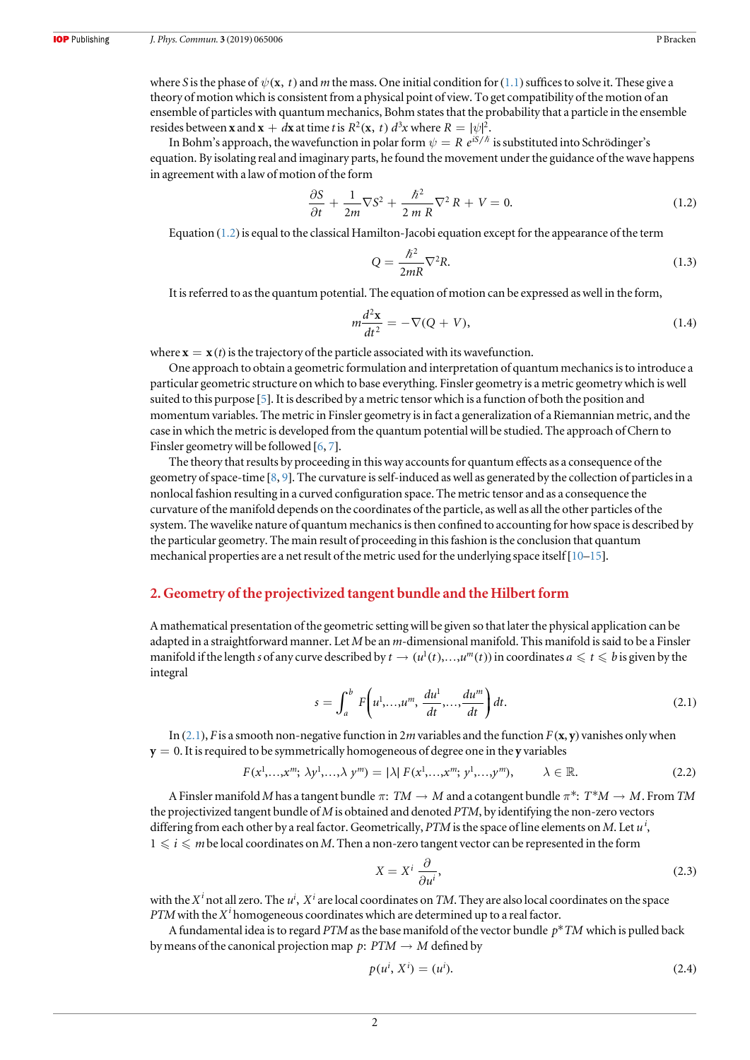where $S$ is the phase of $\psi(\mathbf{x}, t)$ and $m$ the mass. One initial condition for (1.1) suffices to solve it. These give a theory of motion which is consistent from a physical point of view. To get compatibility of the motion of an ensemble of particles with quantum mechanics, Bohm states that the probability that a particle in the ensemble resides between $\mathbf{x}$ and $\mathbf{x} + d\mathbf{x}$ at time $t$ is $R^2(\mathbf{x}, t)\, d^3x$ where $R = |\psi|^2$.

In Bohm's approach, the wavefunction in polar form $\psi = R\, e^{iS/\hbar}$ is substituted into Schrödinger's equation. By isolating real and imaginary parts, he found the movement under the guidance of the wave happens in agreement with a law of motion of the form

$$\frac{\partial S}{\partial t} + \frac{1}{2m}\nabla S^2 + \frac{\hbar^2}{2\,m\,R}\nabla^2 R + V = 0. \tag{1.2}$$

Equation (1.2) is equal to the classical Hamilton-Jacobi equation except for the appearance of the term

$$Q = \frac{\hbar^2}{2mR}\nabla^2 R. \tag{1.3}$$

It is referred to as the quantum potential. The equation of motion can be expressed as well in the form,

$$m\frac{d^2\mathbf{x}}{dt^2} = -\nabla(Q + V), \tag{1.4}$$

where $\mathbf{x} = \mathbf{x}(t)$ is the trajectory of the particle associated with its wavefunction.

One approach to obtain a geometric formulation and interpretation of quantum mechanics is to introduce a particular geometric structure on which to base everything. Finsler geometry is a metric geometry which is well suited to this purpose [5]. It is described by a metric tensor which is a function of both the position and momentum variables. The metric in Finsler geometry is in fact a generalization of a Riemannian metric, and the case in which the metric is developed from the quantum potential will be studied. The approach of Chern to Finsler geometry will be followed [6, 7].

The theory that results by proceeding in this way accounts for quantum effects as a consequence of the geometry of space-time [8, 9]. The curvature is self-induced as well as generated by the collection of particles in a nonlocal fashion resulting in a curved configuration space. The metric tensor and as a consequence the curvature of the manifold depends on the coordinates of the particle, as well as all the other particles of the system. The wavelike nature of quantum mechanics is then confined to accounting for how space is described by the particular geometry. The main result of proceeding in this fashion is the conclusion that quantum mechanical properties are a net result of the metric used for the underlying space itself [10–15].

## 2. Geometry of the projectivized tangent bundle and the Hilbert form

A mathematical presentation of the geometric setting will be given so that later the physical application can be adapted in a straightforward manner. Let $M$ be an $m$-dimensional manifold. This manifold is said to be a Finsler manifold if the length $s$ of any curve described by $t \to (u^1(t),\ldots,u^m(t))$ in coordinates $a \leqslant t \leqslant b$ is given by the integral

$$s = \int_a^b F\left(u^1,\ldots,u^m, \frac{du^1}{dt},\ldots,\frac{du^m}{dt}\right) dt. \tag{2.1}$$

In (2.1), $F$ is a smooth non-negative function in $2m$ variables and the function $F(\mathbf{x}, \mathbf{y})$ vanishes only when $\mathbf{y} = 0$. It is required to be symmetrically homogeneous of degree one in the $\mathbf{y}$ variables

$$F(x^1,\ldots,x^m;\ \lambda y^1,\ldots,\lambda\, y^m) = |\lambda|\, F(x^1,\ldots,x^m;\ y^1,\ldots,y^m), \qquad \lambda \in \mathbb{R}. \tag{2.2}$$

A Finsler manifold $M$ has a tangent bundle $\pi$: $TM \to M$ and a cotangent bundle $\pi^*$: $T^*M \to M$. From $TM$ the projectivized tangent bundle of $M$ is obtained and denoted $PTM$, by identifying the non-zero vectors differing from each other by a real factor. Geometrically, $PTM$ is the space of line elements on $M$. Let $u^i$, $1 \leqslant i \leqslant m$ be local coordinates on $M$. Then a non-zero tangent vector can be represented in the form

$$X = X^i\, \frac{\partial}{\partial u^i}, \tag{2.3}$$

with the $X^i$ not all zero. The $u^i$, $X^i$ are local coordinates on $TM$. They are also local coordinates on the space $PTM$ with the $X^i$ homogeneous coordinates which are determined up to a real factor.

A fundamental idea is to regard $PTM$ as the base manifold of the vector bundle $p^*TM$ which is pulled back by means of the canonical projection map $p$: $PTM \to M$ defined by

$$p(u^i, X^i) = (u^i). \tag{2.4}$$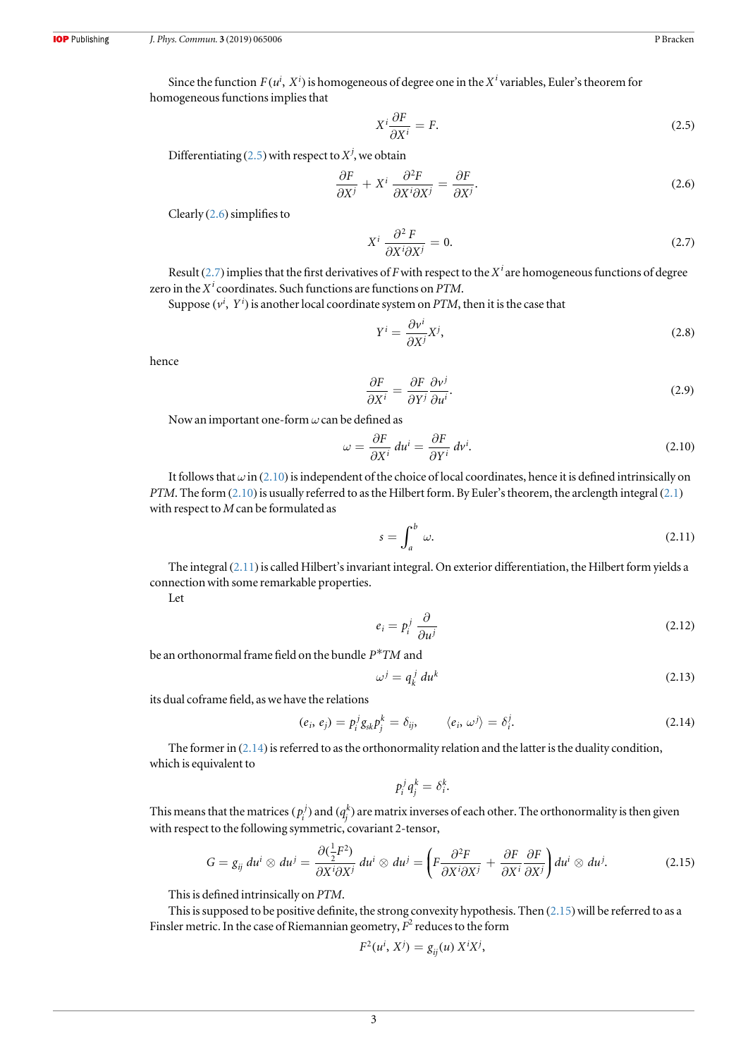Since the function $F(u^i, X^i)$ is homogeneous of degree one in the $X^i$ variables, Euler's theorem for homogeneous functions implies that

$$X^i \frac{\partial F}{\partial X^i} = F. \tag{2.5}$$

Differentiating (2.5) with respect to $X^j$, we obtain

$$\frac{\partial F}{\partial X^j} + X^i \frac{\partial^2 F}{\partial X^i \partial X^j} = \frac{\partial F}{\partial X^j}. \tag{2.6}$$

Clearly (2.6) simplifies to

$$X^i \frac{\partial^2 F}{\partial X^i \partial X^j} = 0. \tag{2.7}$$

Result (2.7) implies that the first derivatives of $F$ with respect to the $X^i$ are homogeneous functions of degree zero in the $X^i$ coordinates. Such functions are functions on *PTM*.

Suppose $(v^i, Y^i)$ is another local coordinate system on *PTM*, then it is the case that

$$Y^i = \frac{\partial v^i}{\partial X^j} X^j, \tag{2.8}$$

hence

$$\frac{\partial F}{\partial X^i} = \frac{\partial F}{\partial Y^j} \frac{\partial v^j}{\partial u^i}. \tag{2.9}$$

Now an important one-form $\omega$ can be defined as

$$\omega = \frac{\partial F}{\partial X^i} \, du^i = \frac{\partial F}{\partial Y^i} \, dv^i. \tag{2.10}$$

It follows that $\omega$ in (2.10) is independent of the choice of local coordinates, hence it is defined intrinsically on *PTM*. The form (2.10) is usually referred to as the Hilbert form. By Euler's theorem, the arclength integral (2.1) with respect to $M$ can be formulated as

$$s = \int_a^b \omega. \tag{2.11}$$

The integral (2.11) is called Hilbert's invariant integral. On exterior differentiation, the Hilbert form yields a connection with some remarkable properties.

Let

$$e_i = p_i^j \frac{\partial}{\partial u^j} \tag{2.12}$$

be an orthonormal frame field on the bundle $P^*TM$ and

$$\omega^j = q_k^j \, du^k \tag{2.13}$$

its dual coframe field, as we have the relations

$$(e_i, e_j) = p_i^j g_{sk} p_j^k = \delta_{ij}, \qquad \langle e_i, \omega^j \rangle = \delta_i^j. \tag{2.14}$$

The former in (2.14) is referred to as the orthonormality relation and the latter is the duality condition, which is equivalent to

$$p_i^j q_j^k = \delta_i^k.$$

This means that the matrices $(p_i^j)$ and $(q_j^k)$ are matrix inverses of each other. The orthonormality is then given with respect to the following symmetric, covariant 2-tensor,

$$G = g_{ij} \, du^i \otimes du^j = \frac{\partial(\frac{1}{2}F^2)}{\partial X^i \partial X^j} \, du^i \otimes du^j = \left( F \frac{\partial^2 F}{\partial X^i \partial X^j} + \frac{\partial F}{\partial X^i} \frac{\partial F}{\partial X^j} \right) du^i \otimes du^j. \tag{2.15}$$

This is defined intrinsically on *PTM*.

This is supposed to be positive definite, the strong convexity hypothesis. Then (2.15) will be referred to as a Finsler metric. In the case of Riemannian geometry, $F^2$ reduces to the form

$$F^2(u^i, X^j) = g_{ij}(u) \, X^i X^j,$$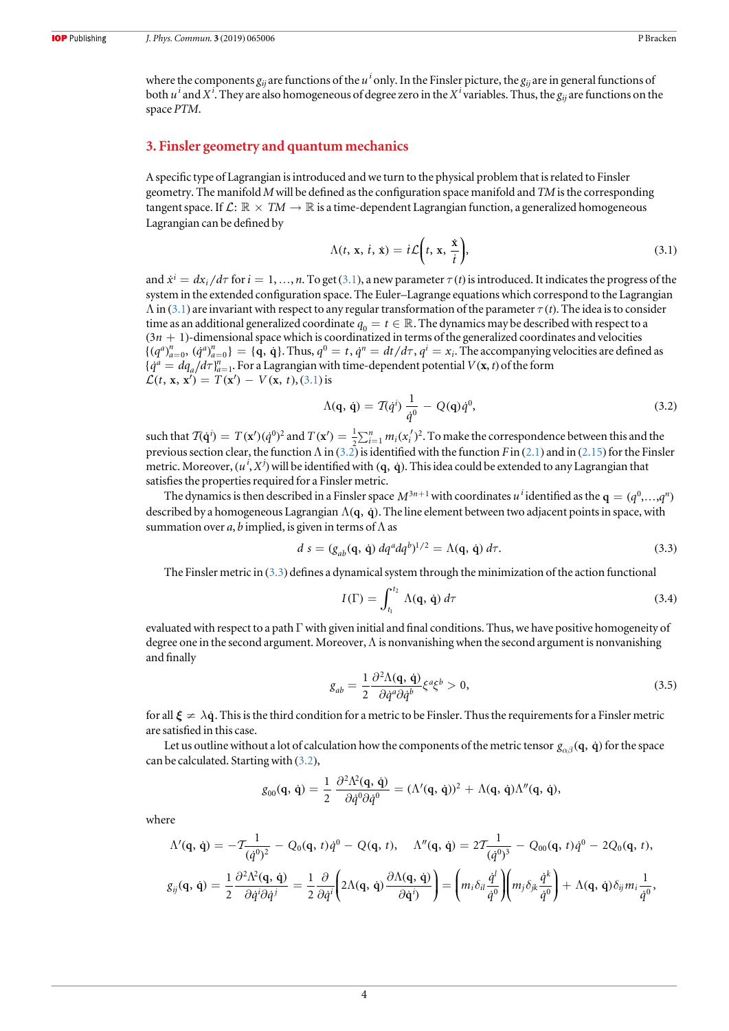where the components $g_{ij}$ are functions of the $u^i$ only. In the Finsler picture, the $g_{ij}$ are in general functions of both $u^i$ and $X^i$. They are also homogeneous of degree zero in the $X^i$ variables. Thus, the $g_{ij}$ are functions on the space $PTM$.

## 3. Finsler geometry and quantum mechanics

A specific type of Lagrangian is introduced and we turn to the physical problem that is related to Finsler geometry. The manifold $M$ will be defined as the configuration space manifold and $TM$ is the corresponding tangent space. If $\mathcal{L}: \mathbb{R} \times TM \to \mathbb{R}$ is a time-dependent Lagrangian function, a generalized homogeneous Lagrangian can be defined by

$$\Lambda(t, \mathbf{x}, \dot{t}, \dot{\mathbf{x}}) = \dot{t}\mathcal{L}\left(t, \mathbf{x}, \frac{\dot{\mathbf{x}}}{\dot{t}}\right), \tag{3.1}$$

and $\dot{x}^i = dx_i/d\tau$ for $i = 1, \ldots, n$. To get (3.1), a new parameter $\tau(t)$ is introduced. It indicates the progress of the system in the extended configuration space. The Euler–Lagrange equations which correspond to the Lagrangian $\Lambda$ in (3.1) are invariant with respect to any regular transformation of the parameter $\tau(t)$. The idea is to consider time as an additional generalized coordinate $q_0 = t \in \mathbb{R}$. The dynamics may be described with respect to a $(3n + 1)$-dimensional space which is coordinatized in terms of the generalized coordinates and velocities $\{(q^a)_{a=0}^n, (\dot{q}^a)_{a=0}^n\} = \{\mathbf{q}, \dot{\mathbf{q}}\}$. Thus, $q^0 = t$, $\dot{q}^n = dt/d\tau$, $q^i = x_i$. The accompanying velocities are defined as $\{\dot{q}^a = dq_a/d\tau\}_{a=1}^n$. For a Lagrangian with time-dependent potential $V(\mathbf{x}, t)$ of the form $\mathcal{L}(t, \mathbf{x}, \mathbf{x}') = T(\mathbf{x}') - V(\mathbf{x}, t)$, (3.1) is

$$\Lambda(\mathbf{q}, \dot{\mathbf{q}}) = \mathcal{T}(\dot{q}^i)\,\frac{1}{\dot{q}^0} - Q(\mathbf{q})\dot{q}^0, \tag{3.2}$$

such that $\mathcal{T}(\dot{q}^i) = T(\mathbf{x}')(\dot{q}^0)^2$ and $T(\mathbf{x}') = \frac{1}{2}\sum_{i=1}^n m_i(x_i')^2$. To make the correspondence between this and the previous section clear, the function $\Lambda$ in (3.2) is identified with the function $F$ in (2.1) and in (2.15) for the Finsler metric. Moreover, $(u^i, X^j)$ will be identified with $(\mathbf{q}, \dot{\mathbf{q}})$. This idea could be extended to any Lagrangian that satisfies the properties required for a Finsler metric.

The dynamics is then described in a Finsler space $M^{3n+1}$ with coordinates $u^i$ identified as the $\mathbf{q} = (q^0, \ldots, q^n)$ described by a homogeneous Lagrangian $\Lambda(\mathbf{q}, \dot{\mathbf{q}})$. The line element between two adjacent points in space, with summation over $a, b$ implied, is given in terms of $\Lambda$ as

$$d\, s = (g_{ab}(\mathbf{q}, \dot{\mathbf{q}})\, dq^a dq^b)^{1/2} = \Lambda(\mathbf{q}, \dot{\mathbf{q}})\, d\tau. \tag{3.3}$$

The Finsler metric in (3.3) defines a dynamical system through the minimization of the action functional

$$I(\Gamma) = \int_{t_1}^{t_2} \Lambda(\mathbf{q}, \dot{\mathbf{q}})\, d\tau \tag{3.4}$$

evaluated with respect to a path $\Gamma$ with given initial and final conditions. Thus, we have positive homogeneity of degree one in the second argument. Moreover, $\Lambda$ is nonvanishing when the second argument is nonvanishing and finally

$$g_{ab} = \frac{1}{2}\frac{\partial^2\Lambda(\mathbf{q}, \dot{\mathbf{q}})}{\partial\dot{q}^a\partial\dot{q}^b}\xi^a\xi^b > 0, \tag{3.5}$$

for all $\boldsymbol{\xi} \neq \lambda\dot{\mathbf{q}}$. This is the third condition for a metric to be Finsler. Thus the requirements for a Finsler metric are satisfied in this case.

Let us outline without a lot of calculation how the components of the metric tensor $g_{\alpha\beta}(\mathbf{q}, \dot{\mathbf{q}})$ for the space can be calculated. Starting with (3.2),

$$g_{00}(\mathbf{q}, \dot{\mathbf{q}}) = \frac{1}{2}\,\frac{\partial^2\Lambda^2(\mathbf{q}, \dot{\mathbf{q}})}{\partial\dot{q}^0\partial\dot{q}^0} = (\Lambda'(\mathbf{q}, \dot{\mathbf{q}}))^2 + \Lambda(\mathbf{q}, \dot{\mathbf{q}})\Lambda''(\mathbf{q}, \dot{\mathbf{q}}),$$

where

$$\Lambda'(\mathbf{q}, \dot{\mathbf{q}}) = -\mathcal{T}\frac{1}{(\dot{q}^0)^2} - Q_0(\mathbf{q}, t)\dot{q}^0 - Q(\mathbf{q}, t), \qquad \Lambda''(\mathbf{q}, \dot{\mathbf{q}}) = 2\mathcal{T}\frac{1}{(\dot{q}^0)^3} - Q_{00}(\mathbf{q}, t)\dot{q}^0 - 2Q_0(\mathbf{q}, t),$$

$$g_{ij}(\mathbf{q}, \dot{\mathbf{q}}) = \frac{1}{2}\frac{\partial^2\Lambda^2(\mathbf{q}, \dot{\mathbf{q}})}{\partial\dot{q}^i\partial\dot{q}^j} = \frac{1}{2}\frac{\partial}{\partial\dot{q}^i}\left(2\Lambda(\mathbf{q}, \dot{\mathbf{q}})\frac{\partial\Lambda(\mathbf{q}, \dot{\mathbf{q}})}{\partial\dot{q}^i)}\right) = \left(m_i\delta_{il}\frac{\dot{q}^l}{\dot{q}^0}\right)\left(m_j\delta_{jk}\frac{\dot{q}^k}{\dot{q}^0}\right) + \Lambda(\mathbf{q}, \dot{\mathbf{q}})\delta_{ij}m_i\frac{1}{\dot{q}^0},$$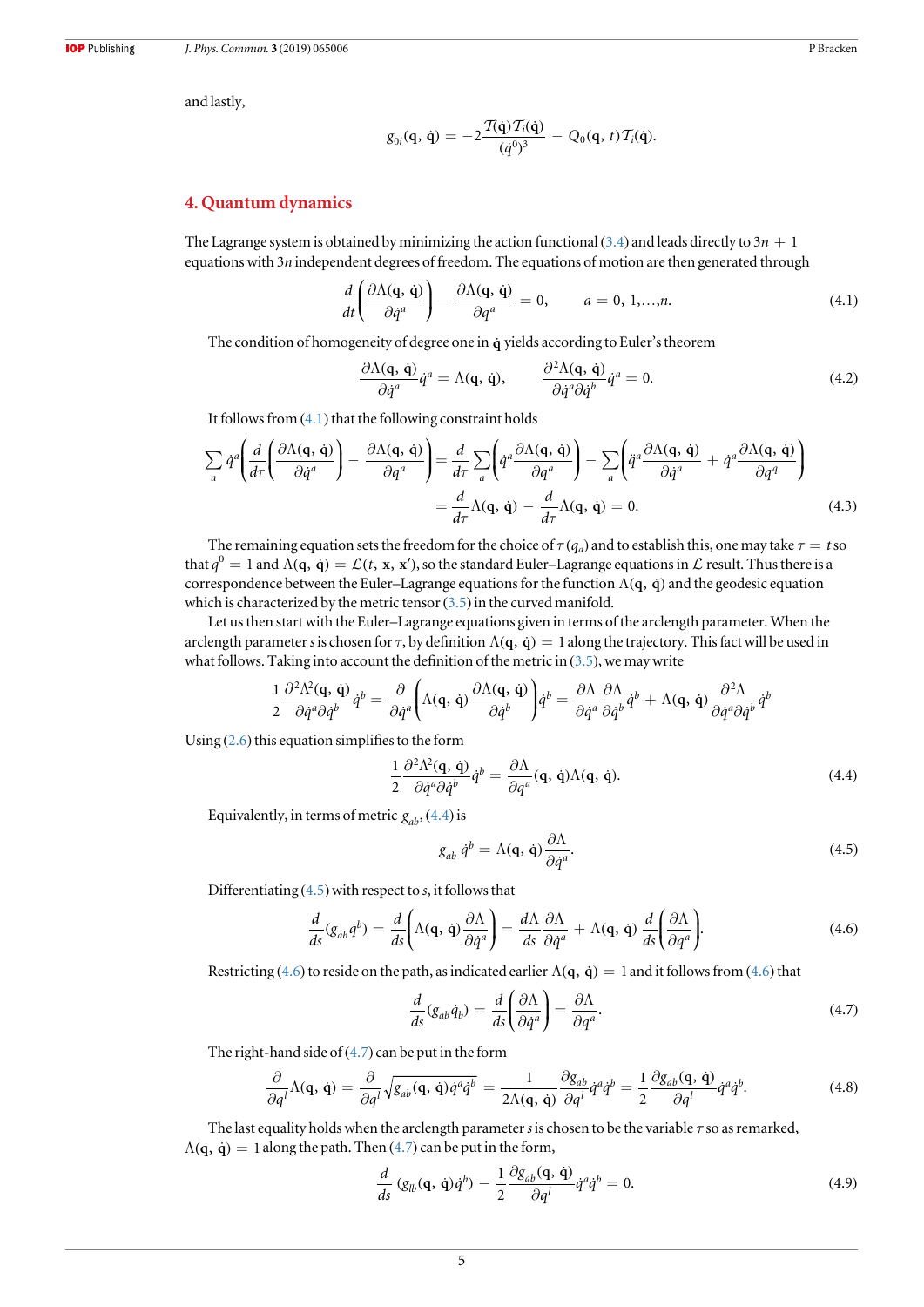and lastly,

$$g_{0i}(\mathbf{q}, \dot{\mathbf{q}}) = -2\frac{\mathcal{T}(\dot{\mathbf{q}})\mathcal{T}_i(\dot{\mathbf{q}})}{(\dot{q}^0)^3} - Q_0(\mathbf{q}, t)\mathcal{T}_i(\dot{\mathbf{q}}).$$

## 4. Quantum dynamics

The Lagrange system is obtained by minimizing the action functional (3.4) and leads directly to $3n + 1$ equations with $3n$ independent degrees of freedom. The equations of motion are then generated through

$$\frac{d}{dt}\left(\frac{\partial \Lambda(\mathbf{q}, \dot{\mathbf{q}})}{\partial \dot{q}^a}\right) - \frac{\partial \Lambda(\mathbf{q}, \dot{\mathbf{q}})}{\partial q^a} = 0, \qquad a = 0, 1, \ldots, n. \tag{4.1}$$

The condition of homogeneity of degree one in $\dot{\mathbf{q}}$ yields according to Euler's theorem

$$\frac{\partial \Lambda(\mathbf{q}, \dot{\mathbf{q}})}{\partial \dot{q}^a}\dot{q}^a = \Lambda(\mathbf{q}, \dot{\mathbf{q}}), \qquad \frac{\partial^2 \Lambda(\mathbf{q}, \dot{\mathbf{q}})}{\partial \dot{q}^a \partial \dot{q}^b}\dot{q}^a = 0. \tag{4.2}$$

It follows from (4.1) that the following constraint holds

$$\begin{aligned}
\sum_a \dot{q}^a\left(\frac{d}{d\tau}\left(\frac{\partial \Lambda(\mathbf{q}, \dot{\mathbf{q}})}{\partial \dot{q}^a}\right) - \frac{\partial \Lambda(\mathbf{q}, \dot{\mathbf{q}})}{\partial q^a}\right) &= \frac{d}{d\tau}\sum_a\left(\dot{q}^a\frac{\partial \Lambda(\mathbf{q}, \dot{\mathbf{q}})}{\partial q^a}\right) - \sum_a\left(\ddot{q}^a\frac{\partial \Lambda(\mathbf{q}, \dot{\mathbf{q}})}{\partial \dot{q}^a} + \dot{q}^a\frac{\partial \Lambda(\mathbf{q}, \dot{\mathbf{q}})}{\partial q^q}\right) \\
&= \frac{d}{d\tau}\Lambda(\mathbf{q}, \dot{\mathbf{q}}) - \frac{d}{d\tau}\Lambda(\mathbf{q}, \dot{\mathbf{q}}) = 0.
\end{aligned} \tag{4.3}$$

The remaining equation sets the freedom for the choice of $\tau(q_a)$ and to establish this, one may take $\tau = t$ so that $\dot{q}^0 = 1$ and $\Lambda(\mathbf{q}, \dot{\mathbf{q}}) = \mathcal{L}(t, \mathbf{x}, \mathbf{x}')$, so the standard Euler–Lagrange equations in $\mathcal{L}$ result. Thus there is a correspondence between the Euler–Lagrange equations for the function $\Lambda(\mathbf{q}, \dot{\mathbf{q}})$ and the geodesic equation which is characterized by the metric tensor (3.5) in the curved manifold.

Let us then start with the Euler–Lagrange equations given in terms of the arclength parameter. When the arclength parameter $s$ is chosen for $\tau$, by definition $\Lambda(\mathbf{q}, \dot{\mathbf{q}}) = 1$ along the trajectory. This fact will be used in what follows. Taking into account the definition of the metric in (3.5), we may write

$$\frac{1}{2}\frac{\partial^2 \Lambda^2(\mathbf{q}, \dot{\mathbf{q}})}{\partial \dot{q}^a \partial \dot{q}^b}\dot{q}^b = \frac{\partial}{\partial \dot{q}^a}\left(\Lambda(\mathbf{q}, \dot{\mathbf{q}})\frac{\partial \Lambda(\mathbf{q}, \dot{\mathbf{q}})}{\partial \dot{q}^b}\right)\dot{q}^b = \frac{\partial \Lambda}{\partial \dot{q}^a}\frac{\partial \Lambda}{\partial \dot{q}^b}\dot{q}^b + \Lambda(\mathbf{q}, \dot{\mathbf{q}})\frac{\partial^2 \Lambda}{\partial \dot{q}^a \partial \dot{q}^b}\dot{q}^b$$

Using (2.6) this equation simplifies to the form

$$\frac{1}{2}\frac{\partial^2 \Lambda^2(\mathbf{q}, \dot{\mathbf{q}})}{\partial \dot{q}^a \partial \dot{q}^b}\dot{q}^b = \frac{\partial \Lambda}{\partial q^a}(\mathbf{q}, \dot{\mathbf{q}})\Lambda(\mathbf{q}, \dot{\mathbf{q}}). \tag{4.4}$$

Equivalently, in terms of metric $g_{ab}$, (4.4) is

$$g_{ab}\,\dot{q}^b = \Lambda(\mathbf{q}, \dot{\mathbf{q}})\frac{\partial \Lambda}{\partial \dot{q}^a}. \tag{4.5}$$

Differentiating (4.5) with respect to $s$, it follows that

$$\frac{d}{ds}(g_{ab}\dot{q}^b) = \frac{d}{ds}\left(\Lambda(\mathbf{q}, \dot{\mathbf{q}})\frac{\partial \Lambda}{\partial \dot{q}^a}\right) = \frac{d\Lambda}{ds}\frac{\partial \Lambda}{\partial \dot{q}^a} + \Lambda(\mathbf{q}, \dot{\mathbf{q}})\frac{d}{ds}\left(\frac{\partial \Lambda}{\partial q^a}\right). \tag{4.6}$$

Restricting (4.6) to reside on the path, as indicated earlier $\Lambda(\mathbf{q}, \dot{\mathbf{q}}) = 1$ and it follows from (4.6) that

$$\frac{d}{ds}(g_{ab}\dot{q}_b) = \frac{d}{ds}\left(\frac{\partial \Lambda}{\partial \dot{q}^a}\right) = \frac{\partial \Lambda}{\partial q^a}. \tag{4.7}$$

The right-hand side of (4.7) can be put in the form

$$\frac{\partial}{\partial q^l}\Lambda(\mathbf{q}, \dot{\mathbf{q}}) = \frac{\partial}{\partial q^l}\sqrt{g_{ab}(\mathbf{q}, \dot{\mathbf{q}})\dot{q}^a\dot{q}^b} = \frac{1}{2\Lambda(\mathbf{q}, \dot{\mathbf{q}})}\frac{\partial g_{ab}}{\partial q^l}\dot{q}^a\dot{q}^b = \frac{1}{2}\frac{\partial g_{ab}(\mathbf{q}, \dot{\mathbf{q}})}{\partial q^l}\dot{q}^a\dot{q}^b. \tag{4.8}$$

The last equality holds when the arclength parameter $s$ is chosen to be the variable $\tau$ so as remarked, $\Lambda(\mathbf{q}, \dot{\mathbf{q}}) = 1$ along the path. Then (4.7) can be put in the form,

$$\frac{d}{ds}\,(g_{lb}(\mathbf{q}, \dot{\mathbf{q}})\dot{q}^b) - \frac{1}{2}\frac{\partial g_{ab}(\mathbf{q}, \dot{\mathbf{q}})}{\partial q^l}\dot{q}^a\dot{q}^b = 0. \tag{4.9}$$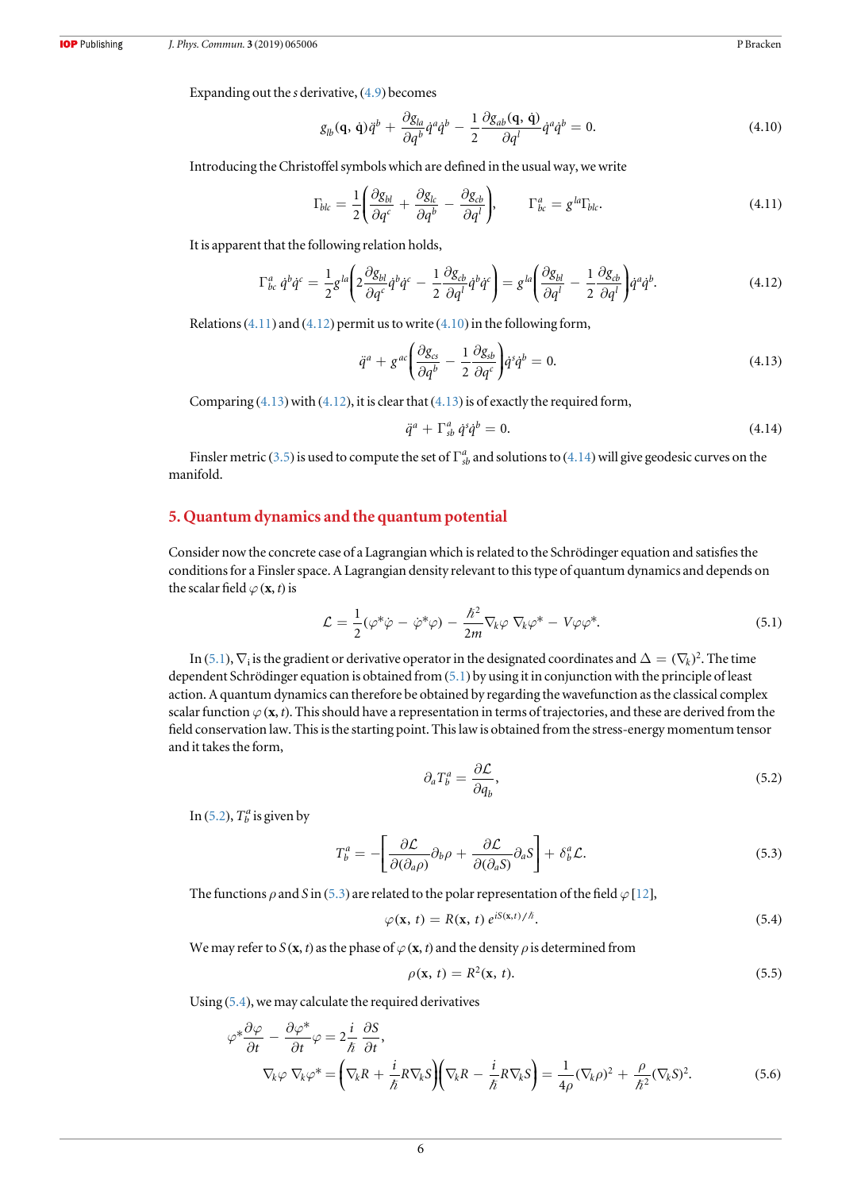Expanding out the $s$ derivative, (4.9) becomes

$$g_{lb}(\mathbf{q},\,\dot{\mathbf{q}})\ddot{q}^b + \frac{\partial g_{la}}{\partial q^b}\dot{q}^a\dot{q}^b - \frac{1}{2}\frac{\partial g_{ab}(\mathbf{q},\,\dot{\mathbf{q}})}{\partial q^l}\dot{q}^a\dot{q}^b = 0. \tag{4.10}$$

Introducing the Christoffel symbols which are defined in the usual way, we write

$$\Gamma_{blc} = \frac{1}{2}\left(\frac{\partial g_{bl}}{\partial q^c} + \frac{\partial g_{lc}}{\partial q^b} - \frac{\partial g_{cb}}{\partial q^l}\right), \qquad \Gamma^a_{bc} = g^{la}\Gamma_{blc}. \tag{4.11}$$

It is apparent that the following relation holds,

$$\Gamma^a_{bc}\,\dot{q}^b\dot{q}^c = \frac{1}{2}g^{la}\left(2\frac{\partial g_{bl}}{\partial q^c}\dot{q}^b\dot{q}^c - \frac{1}{2}\frac{\partial g_{cb}}{\partial q^l}\dot{q}^b\dot{q}^c\right) = g^{la}\left(\frac{\partial g_{bl}}{\partial q^l} - \frac{1}{2}\frac{\partial g_{cb}}{\partial q^l}\right)\dot{q}^a\dot{q}^b. \tag{4.12}$$

Relations (4.11) and (4.12) permit us to write (4.10) in the following form,

$$\ddot{q}^a + g^{ac}\left(\frac{\partial g_{cs}}{\partial q^b} - \frac{1}{2}\frac{\partial g_{sb}}{\partial q^c}\right)\dot{q}^s\dot{q}^b = 0. \tag{4.13}$$

Comparing (4.13) with (4.12), it is clear that (4.13) is of exactly the required form,

$$\ddot{q}^a + \Gamma^a_{sb}\,\dot{q}^s\dot{q}^b = 0. \tag{4.14}$$

Finsler metric (3.5) is used to compute the set of $\Gamma^a_{sb}$ and solutions to (4.14) will give geodesic curves on the manifold.

## 5. Quantum dynamics and the quantum potential

Consider now the concrete case of a Lagrangian which is related to the Schrödinger equation and satisfies the conditions for a Finsler space. A Lagrangian density relevant to this type of quantum dynamics and depends on the scalar field $\varphi(\mathbf{x}, t)$ is

$$\mathcal{L} = \frac{1}{2}(\varphi^*\dot{\varphi} - \dot{\varphi}^*\varphi) - \frac{\hbar^2}{2m}\nabla_k\varphi\,\nabla_k\varphi^* - V\varphi\varphi^*. \tag{5.1}$$

In (5.1), $\nabla_i$ is the gradient or derivative operator in the designated coordinates and $\Delta = (\nabla_k)^2$. The time dependent Schrödinger equation is obtained from (5.1) by using it in conjunction with the principle of least action. A quantum dynamics can therefore be obtained by regarding the wavefunction as the classical complex scalar function $\varphi(\mathbf{x}, t)$. This should have a representation in terms of trajectories, and these are derived from the field conservation law. This is the starting point. This law is obtained from the stress-energy momentum tensor and it takes the form,

$$\partial_a T^a_b = \frac{\partial \mathcal{L}}{\partial q_b}, \tag{5.2}$$

In (5.2), $T^a_b$ is given by

$$T^a_b = -\left[\frac{\partial \mathcal{L}}{\partial(\partial_a\rho)}\partial_b\rho + \frac{\partial \mathcal{L}}{\partial(\partial_a S)}\partial_a S\right] + \delta^a_b\mathcal{L}. \tag{5.3}$$

The functions $\rho$ and $S$ in (5.3) are related to the polar representation of the field $\varphi$ [12],

$$\varphi(\mathbf{x},\,t) = R(\mathbf{x},\,t)\,e^{iS(\mathbf{x},t)/\hbar}. \tag{5.4}$$

We may refer to $S(\mathbf{x}, t)$ as the phase of $\varphi(\mathbf{x}, t)$ and the density $\rho$ is determined from

$$\rho(\mathbf{x},\,t) = R^2(\mathbf{x},\,t). \tag{5.5}$$

Using (5.4), we may calculate the required derivatives

$$\varphi^*\frac{\partial\varphi}{\partial t} - \frac{\partial\varphi^*}{\partial t}\varphi = 2\frac{i}{\hbar}\frac{\partial S}{\partial t},$$
$$\nabla_k\varphi\,\nabla_k\varphi^* = \left(\nabla_k R + \frac{i}{\hbar}R\nabla_k S\right)\left(\nabla_k R - \frac{i}{\hbar}R\nabla_k S\right) = \frac{1}{4\rho}(\nabla_k\rho)^2 + \frac{\rho}{\hbar^2}(\nabla_k S)^2. \tag{5.6}$$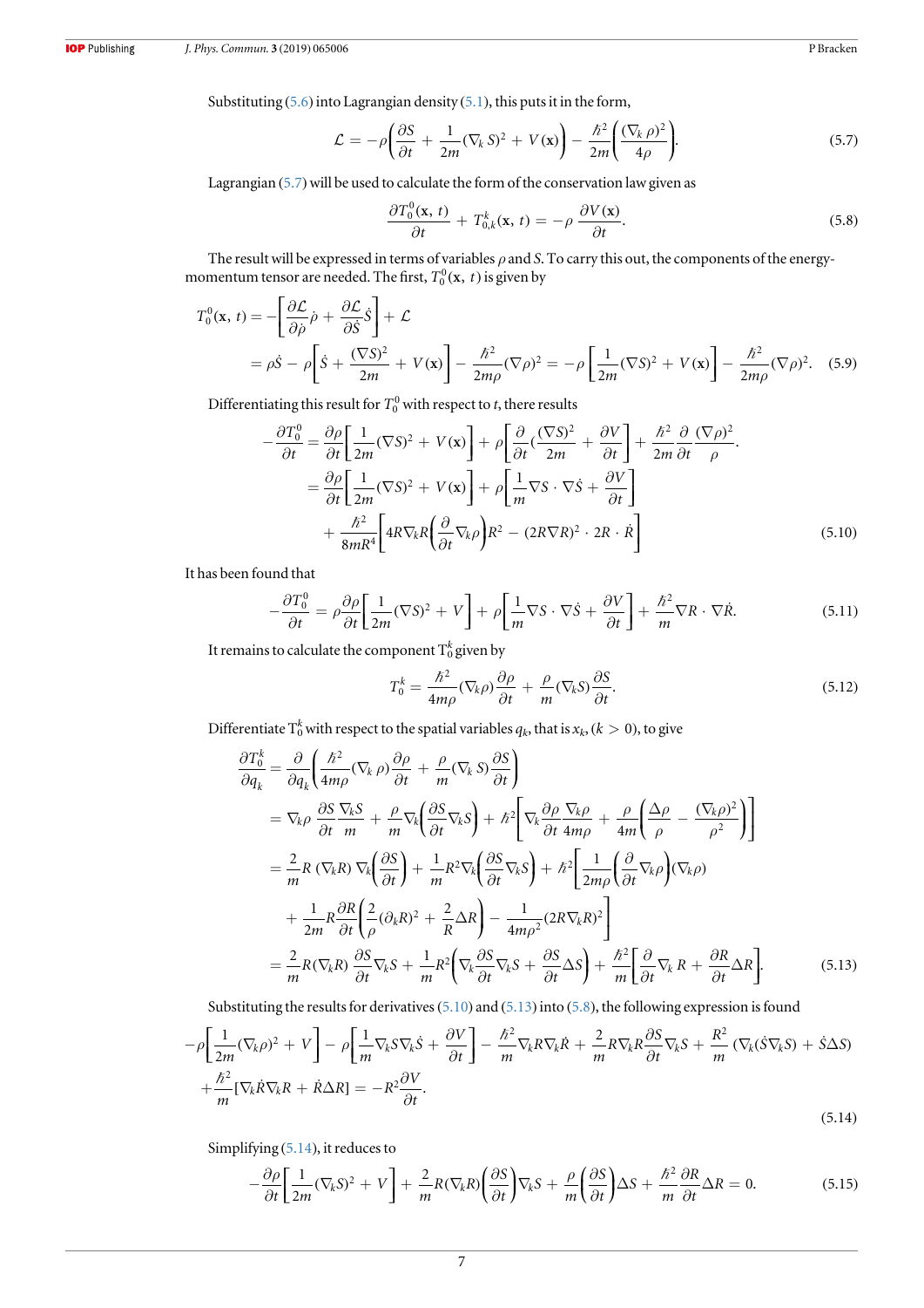Substituting (5.6) into Lagrangian density (5.1), this puts it in the form,

$$\mathcal{L} = -\rho\left(\frac{\partial S}{\partial t} + \frac{1}{2m}(\nabla_k S)^2 + V(\mathbf{x})\right) - \frac{\hbar^2}{2m}\left(\frac{(\nabla_k \rho)^2}{4\rho}\right). \tag{5.7}$$

Lagrangian (5.7) will be used to calculate the form of the conservation law given as

$$\frac{\partial T_0^0(\mathbf{x}, t)}{\partial t} + T_{0,k}^k(\mathbf{x}, t) = -\rho\,\frac{\partial V(\mathbf{x})}{\partial t}. \tag{5.8}$$

The result will be expressed in terms of variables $\rho$ and $S$. To carry this out, the components of the energy-momentum tensor are needed. The first, $T_0^0(\mathbf{x}, t)$ is given by

$$\begin{aligned} T_0^0(\mathbf{x}, t) &= -\left[\frac{\partial \mathcal{L}}{\partial \dot{\rho}}\dot{\rho} + \frac{\partial \mathcal{L}}{\partial \dot{S}}\dot{S}\right] + \mathcal{L} \\ &= \rho\dot{S} - \rho\left[\dot{S} + \frac{(\nabla S)^2}{2m} + V(\mathbf{x})\right] - \frac{\hbar^2}{2m\rho}(\nabla\rho)^2 = -\rho\left[\frac{1}{2m}(\nabla S)^2 + V(\mathbf{x})\right] - \frac{\hbar^2}{2m\rho}(\nabla\rho)^2. \end{aligned} \tag{5.9}$$

Differentiating this result for $T_0^0$ with respect to $t$, there results

$$\begin{aligned} -\frac{\partial T_0^0}{\partial t} &= \frac{\partial\rho}{\partial t}\left[\frac{1}{2m}(\nabla S)^2 + V(\mathbf{x})\right] + \rho\left[\frac{\partial}{\partial t}(\frac{(\nabla S)^2}{2m} + \frac{\partial V}{\partial t}\right] + \frac{\hbar^2}{2m}\frac{\partial}{\partial t}\frac{(\nabla\rho)^2}{\rho}. \\ &= \frac{\partial\rho}{\partial t}\left[\frac{1}{2m}(\nabla S)^2 + V(\mathbf{x})\right] + \rho\left[\frac{1}{m}\nabla S\cdot\nabla\dot{S} + \frac{\partial V}{\partial t}\right] \\ &\quad + \frac{\hbar^2}{8mR^4}\left[4R\nabla_k R\left(\frac{\partial}{\partial t}\nabla_k\rho\right)R^2 - (2R\nabla R)^2\cdot 2R\cdot\dot{R}\right] \end{aligned} \tag{5.10}$$

It has been found that

$$-\frac{\partial T_0^0}{\partial t} = \rho\frac{\partial\rho}{\partial t}\left[\frac{1}{2m}(\nabla S)^2 + V\right] + \rho\left[\frac{1}{m}\nabla S\cdot\nabla\dot{S} + \frac{\partial V}{\partial t}\right] + \frac{\hbar^2}{m}\nabla R\cdot\nabla\dot{R}. \tag{5.11}$$

It remains to calculate the component $T_0^k$ given by

$$T_0^k = \frac{\hbar^2}{4m\rho}(\nabla_k\rho)\frac{\partial\rho}{\partial t} + \frac{\rho}{m}(\nabla_k S)\frac{\partial S}{\partial t}. \tag{5.12}$$

Differentiate $T_0^k$ with respect to the spatial variables $q_k$, that is $x_k$, $(k > 0)$, to give

$$\begin{aligned} \frac{\partial T_0^k}{\partial q_k} &= \frac{\partial}{\partial q_k}\left(\frac{\hbar^2}{4m\rho}(\nabla_k\rho)\frac{\partial\rho}{\partial t} + \frac{\rho}{m}(\nabla_k S)\frac{\partial S}{\partial t}\right) \\ &= \nabla_k\rho\,\frac{\partial S}{\partial t}\frac{\nabla_k S}{m} + \frac{\rho}{m}\nabla_k\left(\frac{\partial S}{\partial t}\nabla_k S\right) + \hbar^2\left[\nabla_k\frac{\partial\rho}{\partial t}\frac{\nabla_k\rho}{4m\rho} + \frac{\rho}{4m}\left(\frac{\Delta\rho}{\rho} - \frac{(\nabla_k\rho)^2}{\rho^2}\right)\right] \\ &= \frac{2}{m}R\,(\nabla_k R)\,\nabla_k\left(\frac{\partial S}{\partial t}\right) + \frac{1}{m}R^2\nabla_k\left(\frac{\partial S}{\partial t}\nabla_k S\right) + \hbar^2\left[\frac{1}{2m\rho}\left(\frac{\partial}{\partial t}\nabla_k\rho\right)(\nabla_k\rho)\right. \\ &\quad \left. + \frac{1}{2m}R\frac{\partial R}{\partial t}\left(\frac{2}{\rho}(\partial_k R)^2 + \frac{2}{R}\Delta R\right) - \frac{1}{4m\rho^2}(2R\nabla_k R)^2\right] \\ &= \frac{2}{m}R(\nabla_k R)\frac{\partial S}{\partial t}\nabla_k S + \frac{1}{m}R^2\left(\nabla_k\frac{\partial S}{\partial t}\nabla_k S + \frac{\partial S}{\partial t}\Delta S\right) + \frac{\hbar^2}{m}\left[\frac{\partial}{\partial t}\nabla_k R + \frac{\partial R}{\partial t}\Delta R\right]. \end{aligned} \tag{5.13}$$

Substituting the results for derivatives (5.10) and (5.13) into (5.8), the following expression is found

$$\begin{aligned} &-\rho\left[\frac{1}{2m}(\nabla_k\rho)^2 + V\right] - \rho\left[\frac{1}{m}\nabla_k S\nabla_k\dot{S} + \frac{\partial V}{\partial t}\right] - \frac{\hbar^2}{m}\nabla_k R\nabla_k\dot{R} + \frac{2}{m}R\nabla_k R\frac{\partial S}{\partial t}\nabla_k S + \frac{R^2}{m}\left(\nabla_k(\dot{S}\nabla_k S) + \dot{S}\Delta S\right) \\ &+ \frac{\hbar^2}{m}[\nabla_k\dot{R}\nabla_k R + \dot{R}\Delta R] = -R^2\frac{\partial V}{\partial t}. \end{aligned} \tag{5.14}$$

Simplifying (5.14), it reduces to

$$-\frac{\partial\rho}{\partial t}\left[\frac{1}{2m}(\nabla_k S)^2 + V\right] + \frac{2}{m}R(\nabla_k R)\left(\frac{\partial S}{\partial t}\right)\nabla_k S + \frac{\rho}{m}\left(\frac{\partial S}{\partial t}\right)\Delta S + \frac{\hbar^2}{m}\frac{\partial R}{\partial t}\Delta R = 0. \tag{5.15}$$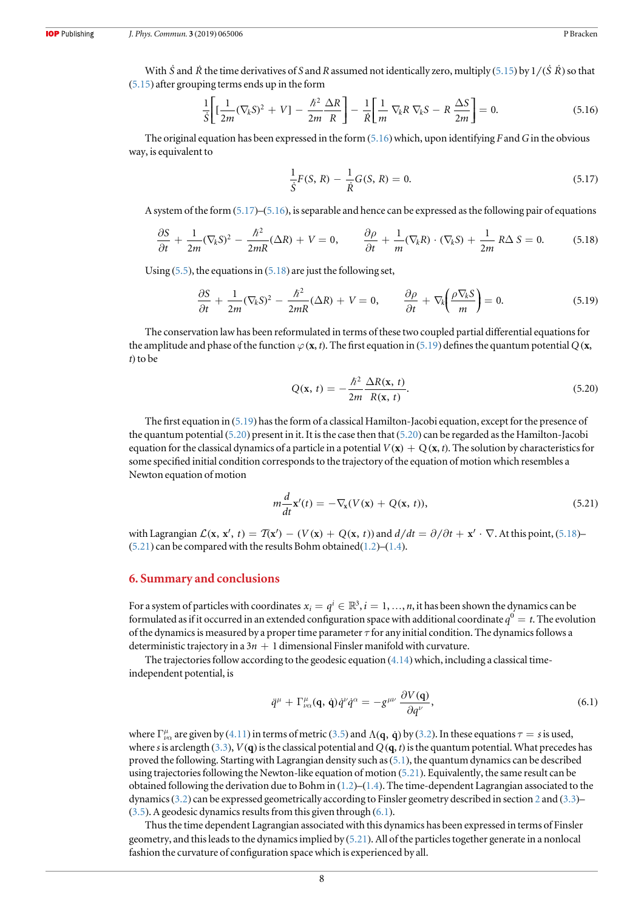With $\dot{S}$ and $\dot{R}$ the time derivatives of $S$ and $R$ assumed not identically zero, multiply (5.15) by $1/(\dot{S}\,\dot{R})$ so that (5.15) after grouping terms ends up in the form

$$\frac{1}{\dot{S}}\left[\left[\frac{1}{2m}(\nabla_k S)^2 + V\right] - \frac{\hbar^2}{2m}\frac{\Delta R}{R}\right] - \frac{1}{\dot{R}}\left[\frac{1}{m}\,\nabla_k R\,\nabla_k S - R\,\frac{\Delta S}{2m}\right] = 0. \tag{5.16}$$

The original equation has been expressed in the form (5.16) which, upon identifying $F$ and $G$ in the obvious way, is equivalent to

$$\frac{1}{\dot{S}}F(S, R) - \frac{1}{\dot{R}}G(S, R) = 0. \tag{5.17}$$

A system of the form (5.17)–(5.16), is separable and hence can be expressed as the following pair of equations

$$\frac{\partial S}{\partial t} + \frac{1}{2m}(\nabla_k S)^2 - \frac{\hbar^2}{2mR}(\Delta R) + V = 0, \qquad \frac{\partial \rho}{\partial t} + \frac{1}{m}(\nabla_k R)\cdot(\nabla_k S) + \frac{1}{2m}\,R\Delta\,S = 0. \tag{5.18}$$

Using (5.5), the equations in (5.18) are just the following set,

$$\frac{\partial S}{\partial t} + \frac{1}{2m}(\nabla_k S)^2 - \frac{\hbar^2}{2mR}(\Delta R) + V = 0, \qquad \frac{\partial \rho}{\partial t} + \nabla_k\left(\frac{\rho \nabla_k S}{m}\right) = 0. \tag{5.19}$$

The conservation law has been reformulated in terms of these two coupled partial differential equations for the amplitude and phase of the function $\varphi(\mathbf{x}, t)$. The first equation in (5.19) defines the quantum potential $Q(\mathbf{x}, t)$ to be

$$Q(\mathbf{x}, t) = -\frac{\hbar^2}{2m}\frac{\Delta R(\mathbf{x}, t)}{R(\mathbf{x}, t)}. \tag{5.20}$$

The first equation in (5.19) has the form of a classical Hamilton-Jacobi equation, except for the presence of the quantum potential (5.20) present in it. It is the case then that (5.20) can be regarded as the Hamilton-Jacobi equation for the classical dynamics of a particle in a potential $V(\mathbf{x}) + Q(\mathbf{x}, t)$. The solution by characteristics for some specified initial condition corresponds to the trajectory of the equation of motion which resembles a Newton equation of motion

$$m\frac{d}{dt}\mathbf{x}'(t) = -\nabla_{\mathbf{x}}(V(\mathbf{x}) + Q(\mathbf{x}, t)), \tag{5.21}$$

with Lagrangian $\mathcal{L}(\mathbf{x}, \mathbf{x}', t) = \mathcal{T}(\mathbf{x}') - (V(\mathbf{x}) + Q(\mathbf{x}, t))$ and $d/dt = \partial/\partial t + \mathbf{x}'\cdot\nabla$. At this point, (5.18)–(5.21) can be compared with the results Bohm obtained(1.2)–(1.4).

## 6. Summary and conclusions

For a system of particles with coordinates $x_i = q^i \in \mathbb{R}^3, i = 1, \ldots, n$, it has been shown the dynamics can be formulated as if it occurred in an extended configuration space with additional coordinate $q^0 = t$. The evolution of the dynamics is measured by a proper time parameter $\tau$ for any initial condition. The dynamics follows a deterministic trajectory in a $3n + 1$ dimensional Finsler manifold with curvature.

The trajectories follow according to the geodesic equation (4.14) which, including a classical time-independent potential, is

$$\ddot{q}^\mu + \Gamma^\mu_{\nu\alpha}(\mathbf{q}, \dot{\mathbf{q}})\dot{q}^\nu\dot{q}^\alpha = -g^{\mu\nu}\,\frac{\partial V(\mathbf{q})}{\partial q^\nu}, \tag{6.1}$$

where $\Gamma^\mu_{\nu\alpha}$ are given by (4.11) in terms of metric (3.5) and $\Lambda(\mathbf{q}, \dot{\mathbf{q}})$ by (3.2). In these equations $\tau = s$ is used, where $s$ is arclength (3.3), $V(\mathbf{q})$ is the classical potential and $Q(\mathbf{q}, t)$ is the quantum potential. What precedes has proved the following. Starting with Lagrangian density such as (5.1), the quantum dynamics can be described using trajectories following the Newton-like equation of motion (5.21). Equivalently, the same result can be obtained following the derivation due to Bohm in (1.2)–(1.4). The time-dependent Lagrangian associated to the dynamics (3.2) can be expressed geometrically according to Finsler geometry described in section 2 and (3.3)–(3.5). A geodesic dynamics results from this given through (6.1).

Thus the time dependent Lagrangian associated with this dynamics has been expressed in terms of Finsler geometry, and this leads to the dynamics implied by (5.21). All of the particles together generate in a nonlocal fashion the curvature of configuration space which is experienced by all.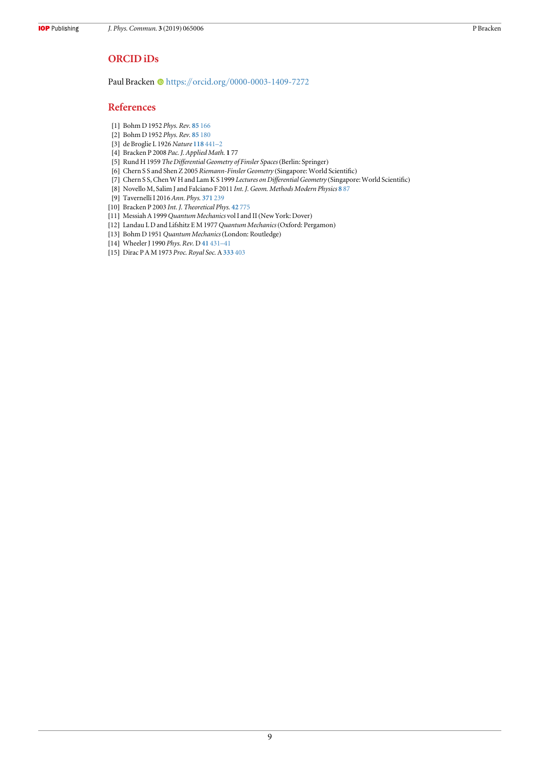## ORCID iDs

Paul Bracken https://orcid.org/0000-0003-1409-7272

## References

[1] Bohm D 1952 *Phys. Rev.* **85** 166

[2] Bohm D 1952 *Phys. Rev.* **85** 180

[3] de Broglie L 1926 *Nature* **118** 441–2

[4] Bracken P 2008 *Pac. J. Applied Math.* **1** 77

[5] Rund H 1959 *The Differential Geometry of Finsler Spaces* (Berlin: Springer)

[6] Chern S S and Shen Z 2005 *Riemann-Finsler Geometry* (Singapore: World Scientific)

[7] Chern S S, Chen W H and Lam K S 1999 *Lectures on Differential Geometry* (Singapore: World Scientific)

[8] Novello M, Salim J and Falciano F 2011 *Int. J. Geom. Methods Modern Physics* **8** 87

[9] Tavernelli I 2016 *Ann. Phys.* **371** 239

[10] Bracken P 2003 *Int. J. Theoretical Phys.* **42** 775

[11] Messiah A 1999 *Quantum Mechanics* vol I and II (New York: Dover)

[12] Landau L D and Lifshitz E M 1977 *Quantum Mechanics* (Oxford: Pergamon)

[13] Bohm D 1951 *Quantum Mechanics* (London: Routledge)

[14] Wheeler J 1990 *Phys. Rev.* D **41** 431–41

[15] Dirac P A M 1973 *Proc. Royal Soc.* A **333** 403